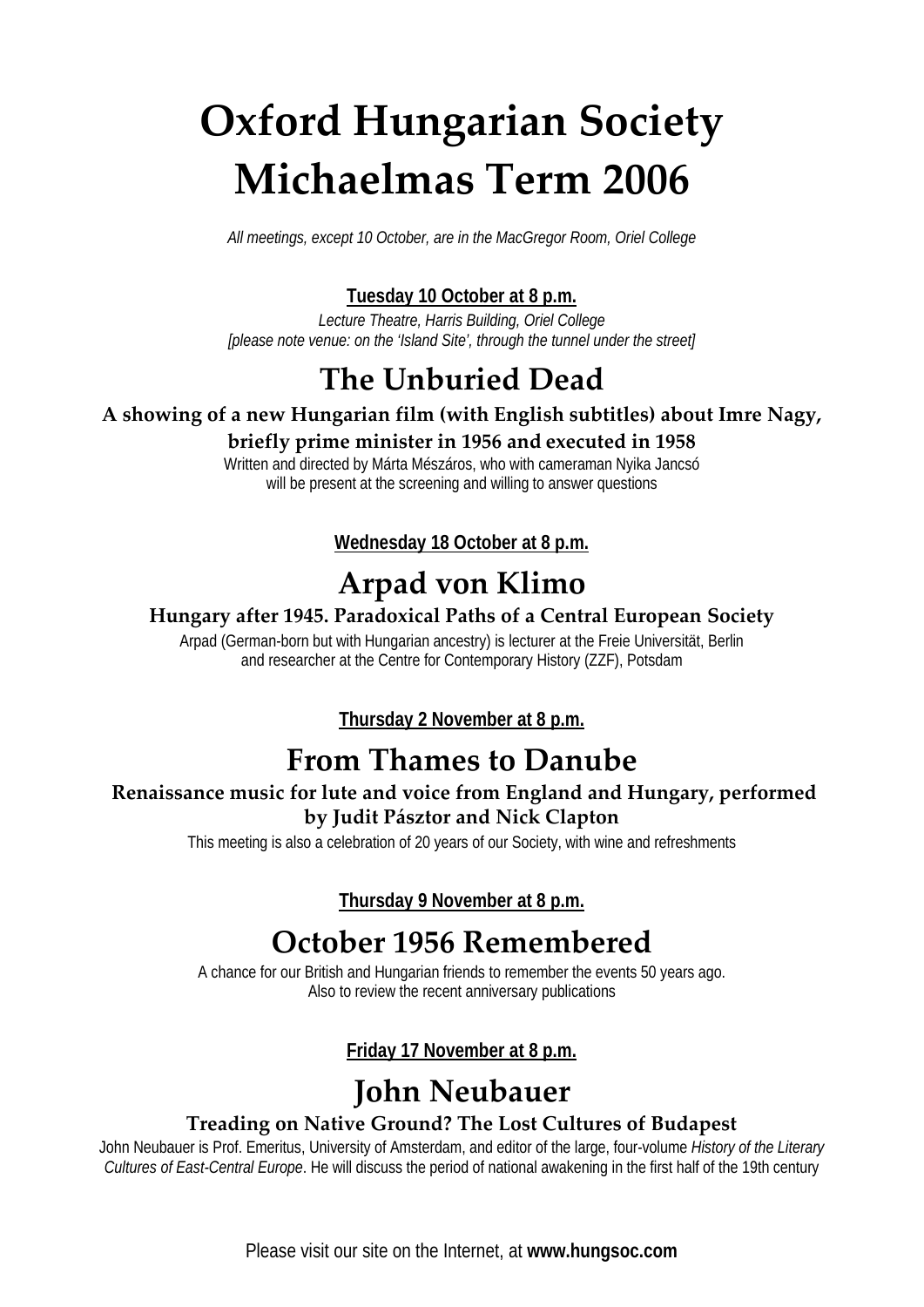# Oxford Hungarian Society
# Michaelmas Term 2006

*All meetings, except 10 October, are in the MacGregor Room, Oriel College*

**Tuesday 10 October at 8 p.m.**

*Lecture Theatre, Harris Building, Oriel College*
*[please note venue: on the 'Island Site', through the tunnel under the street]*

## The Unburied Dead

**A showing of a new Hungarian film (with English subtitles) about Imre Nagy, briefly prime minister in 1956 and executed in 1958**

Written and directed by Márta Mészáros, who with cameraman Nyika Jancsó will be present at the screening and willing to answer questions

**Wednesday 18 October at 8 p.m.**

## Arpad von Klimo

**Hungary after 1945. Paradoxical Paths of a Central European Society**

Arpad (German-born but with Hungarian ancestry) is lecturer at the Freie Universität, Berlin and researcher at the Centre for Contemporary History (ZZF), Potsdam

**Thursday 2 November at 8 p.m.**

## From Thames to Danube

**Renaissance music for lute and voice from England and Hungary, performed by Judit Pásztor and Nick Clapton**

This meeting is also a celebration of 20 years of our Society, with wine and refreshments

**Thursday 9 November at 8 p.m.**

## October 1956 Remembered

A chance for our British and Hungarian friends to remember the events 50 years ago.
Also to review the recent anniversary publications

**Friday 17 November at 8 p.m.**

## John Neubauer

**Treading on Native Ground? The Lost Cultures of Budapest**

John Neubauer is Prof. Emeritus, University of Amsterdam, and editor of the large, four-volume *History of the Literary Cultures of East-Central Europe*. He will discuss the period of national awakening in the first half of the 19th century

Please visit our site on the Internet, at **www.hungsoc.com**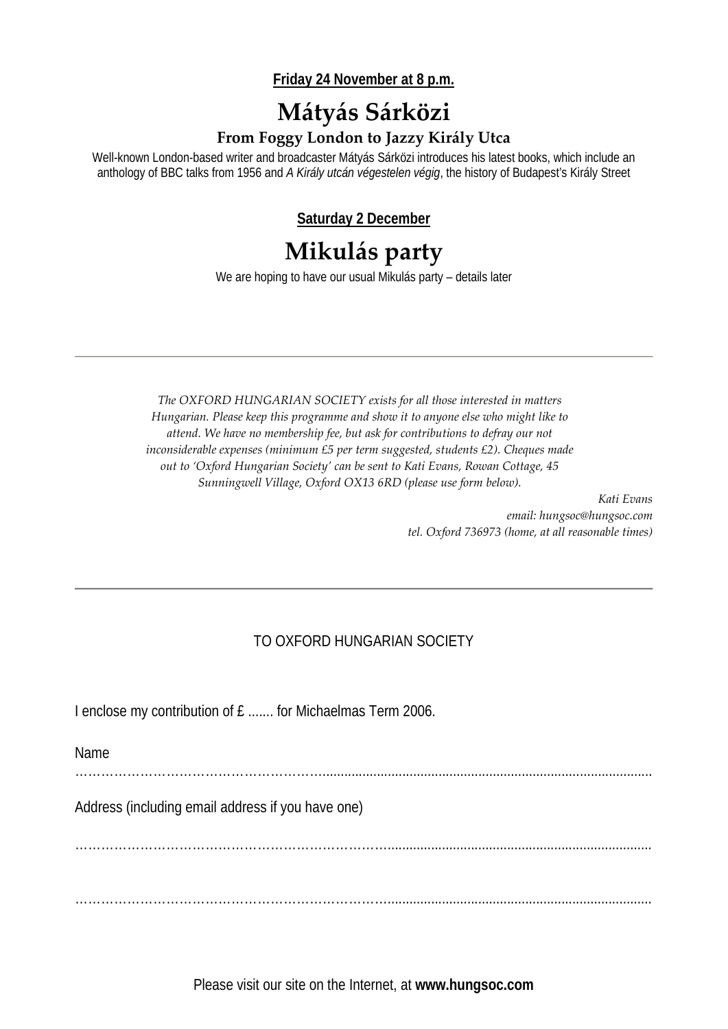**Friday 24 November at 8 p.m.**

## Mátyás Sárközi

### From Foggy London to Jazzy Király Utca

Well-known London-based writer and broadcaster Mátyás Sárközi introduces his latest books, which include an anthology of BBC talks from 1956 and *A Király utcán végestelen végig*, the history of Budapest's Király Street

**Saturday 2 December**

## Mikulás party

We are hoping to have our usual Mikulás party – details later

---

*The OXFORD HUNGARIAN SOCIETY exists for all those interested in matters Hungarian. Please keep this programme and show it to anyone else who might like to attend. We have no membership fee, but ask for contributions to defray our not inconsiderable expenses (minimum £5 per term suggested, students £2). Cheques made out to 'Oxford Hungarian Society' can be sent to Kati Evans, Rowan Cottage, 45 Sunningwell Village, Oxford OX13 6RD (please use form below).*

*Kati Evans*
*email: hungsoc@hungsoc.com*
*tel. Oxford 736973 (home, at all reasonable times)*

---

TO OXFORD HUNGARIAN SOCIETY

I enclose my contribution of £ ....... for Michaelmas Term 2006.

Name

……………………………………………………………………………………………………

Address (including email address if you have one)

……………………………………………………………………………………………………

……………………………………………………………………………………………………

Please visit our site on the Internet, at **www.hungsoc.com**